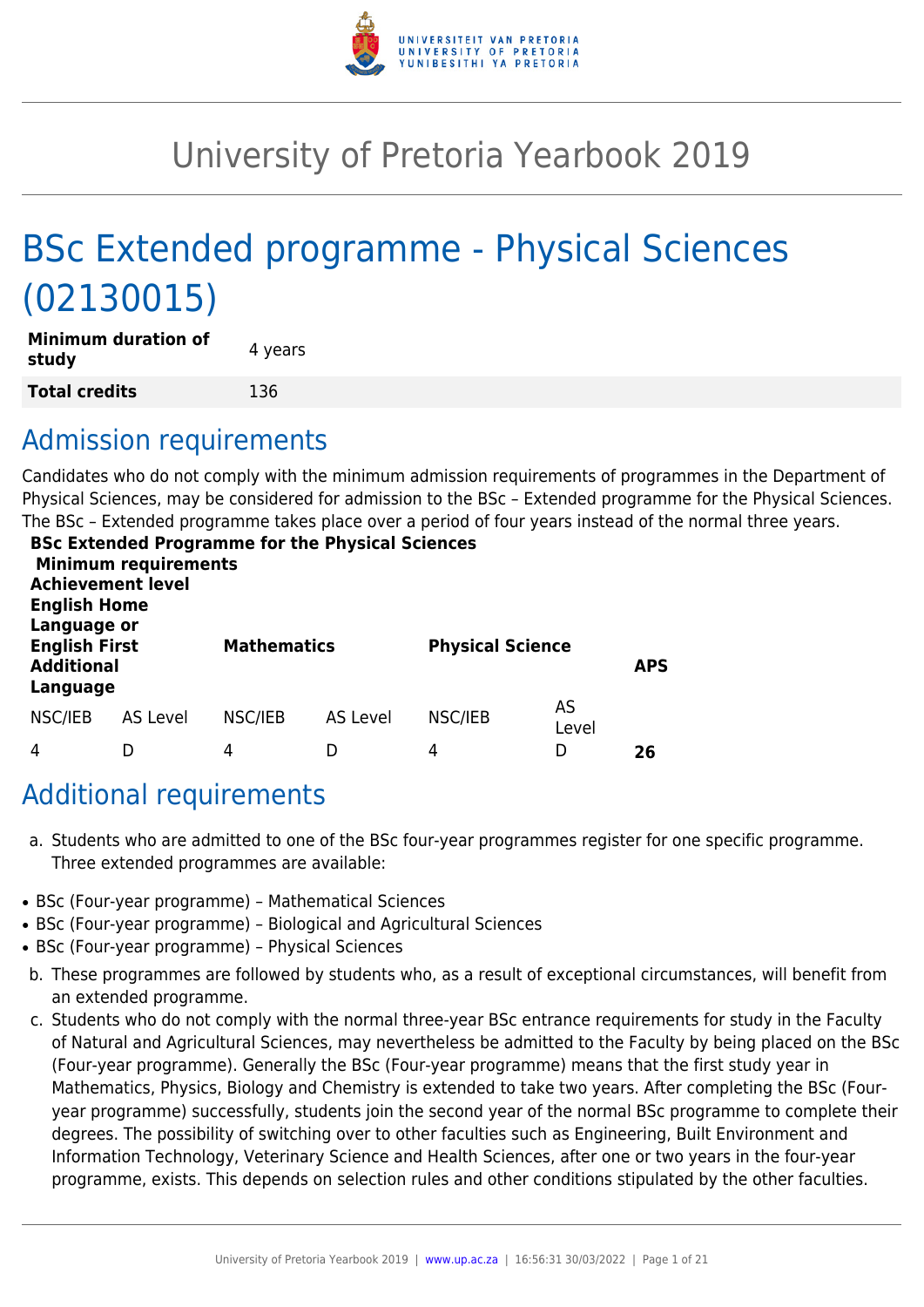# University of Pretoria Yearbook 2019

# BSc Extended programme - Physical Sciences (02130015)

| **Minimum duration of study** | 4 years |
|---|---|
| **Total credits** | 136 |

## Admission requirements

Candidates who do not comply with the minimum admission requirements of programmes in the Department of Physical Sciences, may be considered for admission to the BSc – Extended programme for the Physical Sciences. The BSc – Extended programme takes place over a period of four years instead of the normal three years.

**BSc Extended Programme for the Physical Sciences**

**Minimum requirements**

| **Achievement level** | | | | | | |
|---|---|---|---|---|---|---|
| **English Home Language or English First Additional Language** | | **Mathematics** | | **Physical Science** | | **APS** |
| NSC/IEB | AS Level | NSC/IEB | AS Level | NSC/IEB | AS Level | |
| 4 | D | 4 | D | 4 | D | **26** |

## Additional requirements

a. Students who are admitted to one of the BSc four-year programmes register for one specific programme. Three extended programmes are available:

- BSc (Four-year programme) – Mathematical Sciences
- BSc (Four-year programme) – Biological and Agricultural Sciences
- BSc (Four-year programme) – Physical Sciences

b. These programmes are followed by students who, as a result of exceptional circumstances, will benefit from an extended programme.

c. Students who do not comply with the normal three-year BSc entrance requirements for study in the Faculty of Natural and Agricultural Sciences, may nevertheless be admitted to the Faculty by being placed on the BSc (Four-year programme). Generally the BSc (Four-year programme) means that the first study year in Mathematics, Physics, Biology and Chemistry is extended to take two years. After completing the BSc (Four-year programme) successfully, students join the second year of the normal BSc programme to complete their degrees. The possibility of switching over to other faculties such as Engineering, Built Environment and Information Technology, Veterinary Science and Health Sciences, after one or two years in the four-year programme, exists. This depends on selection rules and other conditions stipulated by the other faculties.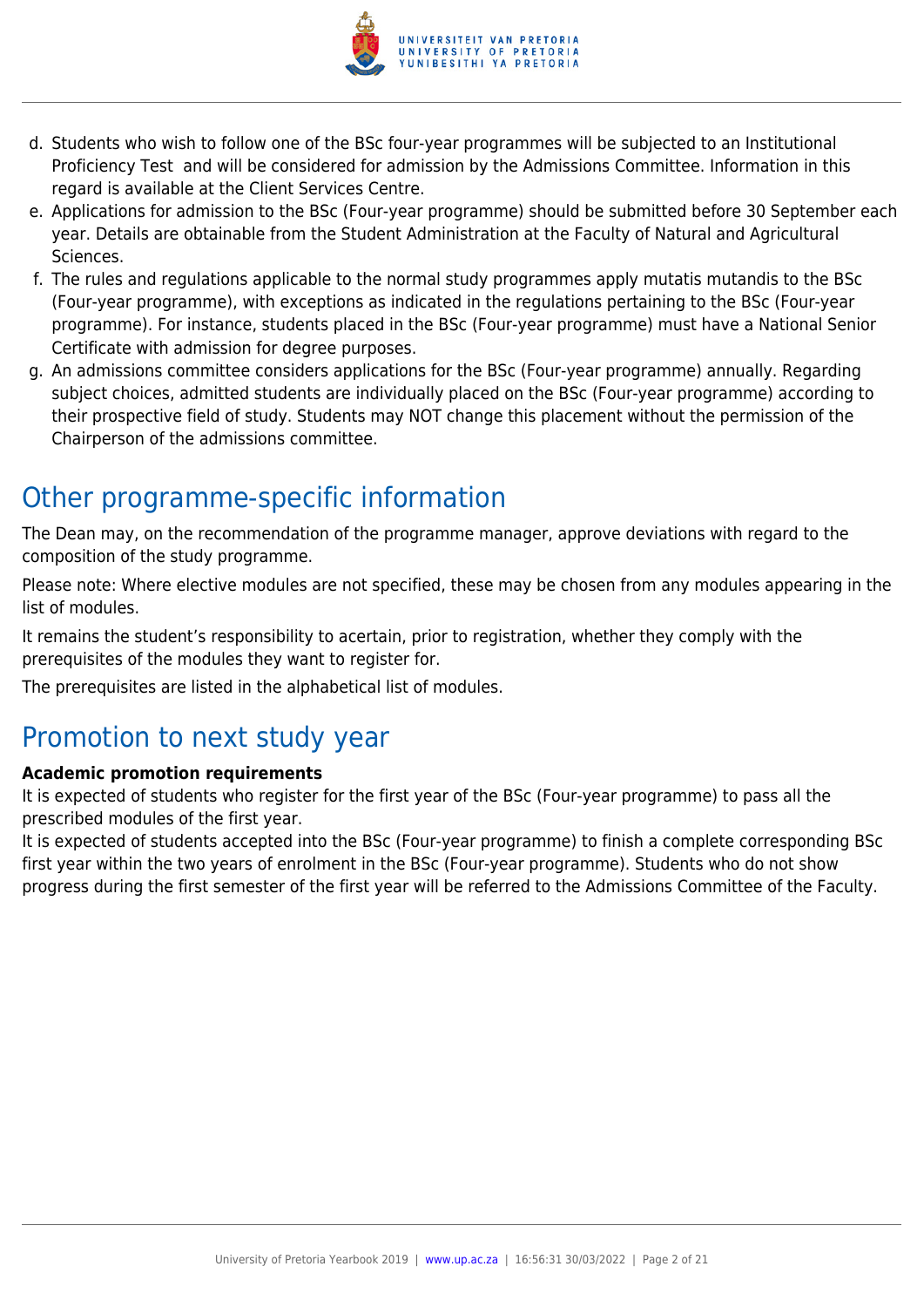d. Students who wish to follow one of the BSc four-year programmes will be subjected to an Institutional Proficiency Test and will be considered for admission by the Admissions Committee. Information in this regard is available at the Client Services Centre.
e. Applications for admission to the BSc (Four-year programme) should be submitted before 30 September each year. Details are obtainable from the Student Administration at the Faculty of Natural and Agricultural Sciences.
f. The rules and regulations applicable to the normal study programmes apply mutatis mutandis to the BSc (Four-year programme), with exceptions as indicated in the regulations pertaining to the BSc (Four-year programme). For instance, students placed in the BSc (Four-year programme) must have a National Senior Certificate with admission for degree purposes.
g. An admissions committee considers applications for the BSc (Four-year programme) annually. Regarding subject choices, admitted students are individually placed on the BSc (Four-year programme) according to their prospective field of study. Students may NOT change this placement without the permission of the Chairperson of the admissions committee.

## Other programme-specific information

The Dean may, on the recommendation of the programme manager, approve deviations with regard to the composition of the study programme.

Please note: Where elective modules are not specified, these may be chosen from any modules appearing in the list of modules.

It remains the student's responsibility to acertain, prior to registration, whether they comply with the prerequisites of the modules they want to register for.

The prerequisites are listed in the alphabetical list of modules.

## Promotion to next study year

**Academic promotion requirements**

It is expected of students who register for the first year of the BSc (Four-year programme) to pass all the prescribed modules of the first year.

It is expected of students accepted into the BSc (Four-year programme) to finish a complete corresponding BSc first year within the two years of enrolment in the BSc (Four-year programme). Students who do not show progress during the first semester of the first year will be referred to the Admissions Committee of the Faculty.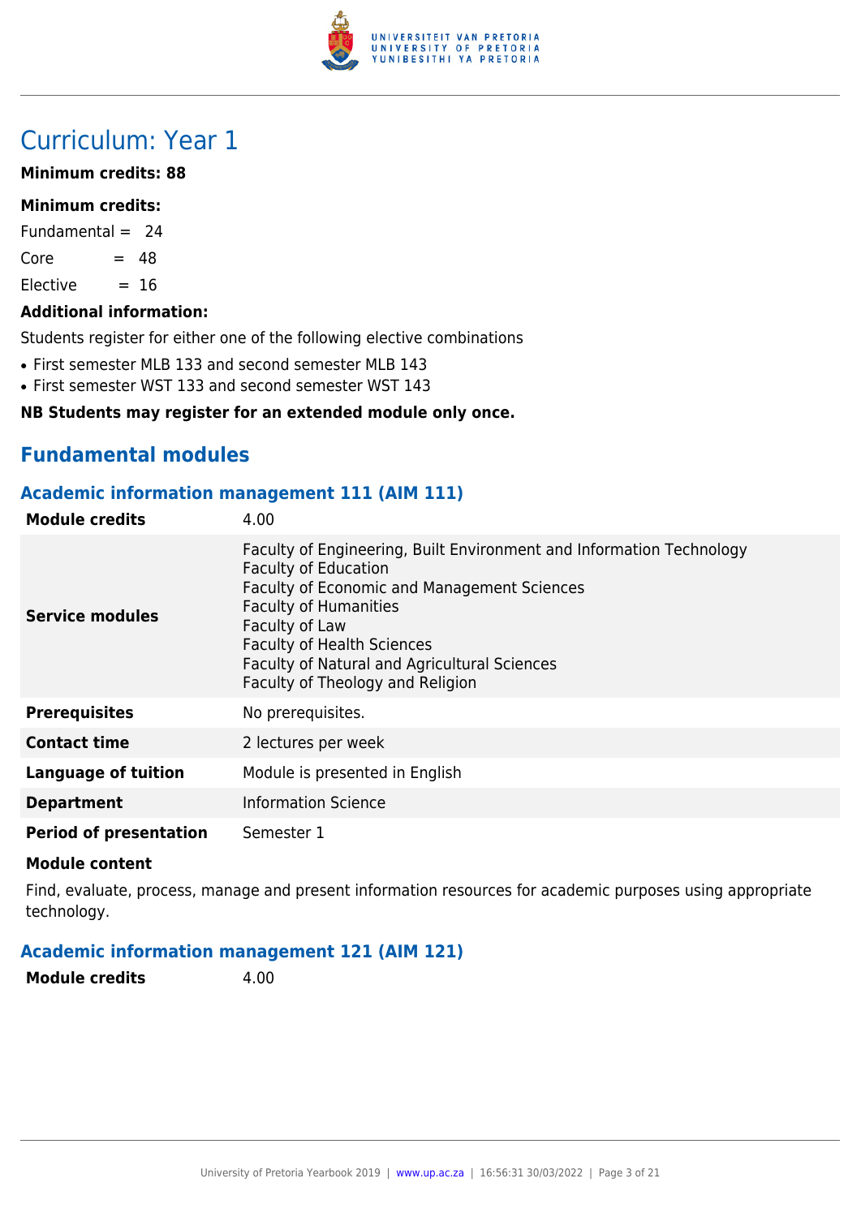# Curriculum: Year 1

**Minimum credits: 88**

**Minimum credits:**

Fundamental = 24

Core = 48

Elective = 16

**Additional information:**

Students register for either one of the following elective combinations

- First semester MLB 133 and second semester MLB 143
- First semester WST 133 and second semester WST 143

**NB Students may register for an extended module only once.**

## Fundamental modules

### Academic information management 111 (AIM 111)

| | |
|---|---|
| **Module credits** | 4.00 |
| **Service modules** | Faculty of Engineering, Built Environment and Information Technology<br>Faculty of Education<br>Faculty of Economic and Management Sciences<br>Faculty of Humanities<br>Faculty of Law<br>Faculty of Health Sciences<br>Faculty of Natural and Agricultural Sciences<br>Faculty of Theology and Religion |
| **Prerequisites** | No prerequisites. |
| **Contact time** | 2 lectures per week |
| **Language of tuition** | Module is presented in English |
| **Department** | Information Science |
| **Period of presentation** | Semester 1 |

**Module content**

Find, evaluate, process, manage and present information resources for academic purposes using appropriate technology.

### Academic information management 121 (AIM 121)

| | |
|---|---|
| **Module credits** | 4.00 |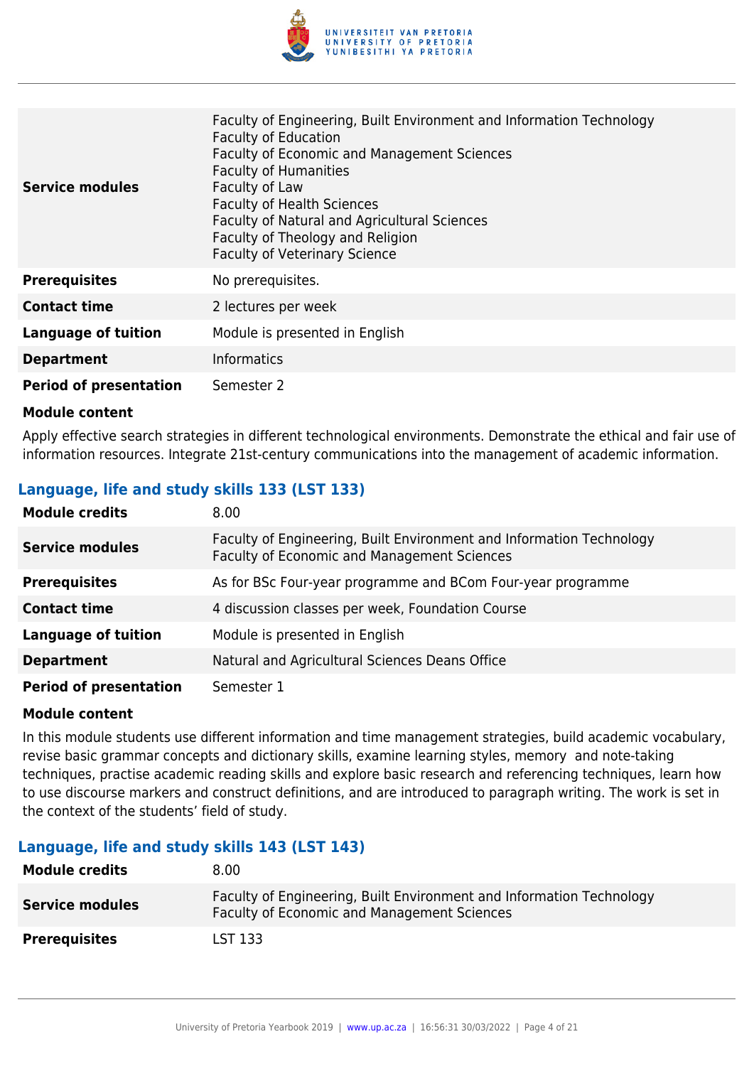| | |
|---|---|
| **Service modules** | Faculty of Engineering, Built Environment and Information Technology<br>Faculty of Education<br>Faculty of Economic and Management Sciences<br>Faculty of Humanities<br>Faculty of Law<br>Faculty of Health Sciences<br>Faculty of Natural and Agricultural Sciences<br>Faculty of Theology and Religion<br>Faculty of Veterinary Science |
| **Prerequisites** | No prerequisites. |
| **Contact time** | 2 lectures per week |
| **Language of tuition** | Module is presented in English |
| **Department** | Informatics |
| **Period of presentation** | Semester 2 |

**Module content**

Apply effective search strategies in different technological environments. Demonstrate the ethical and fair use of information resources. Integrate 21st-century communications into the management of academic information.

### Language, life and study skills 133 (LST 133)

| | |
|---|---|
| **Module credits** | 8.00 |
| **Service modules** | Faculty of Engineering, Built Environment and Information Technology<br>Faculty of Economic and Management Sciences |
| **Prerequisites** | As for BSc Four-year programme and BCom Four-year programme |
| **Contact time** | 4 discussion classes per week, Foundation Course |
| **Language of tuition** | Module is presented in English |
| **Department** | Natural and Agricultural Sciences Deans Office |
| **Period of presentation** | Semester 1 |

**Module content**

In this module students use different information and time management strategies, build academic vocabulary, revise basic grammar concepts and dictionary skills, examine learning styles, memory and note-taking techniques, practise academic reading skills and explore basic research and referencing techniques, learn how to use discourse markers and construct definitions, and are introduced to paragraph writing. The work is set in the context of the students' field of study.

### Language, life and study skills 143 (LST 143)

| | |
|---|---|
| **Module credits** | 8.00 |
| **Service modules** | Faculty of Engineering, Built Environment and Information Technology<br>Faculty of Economic and Management Sciences |
| **Prerequisites** | LST 133 |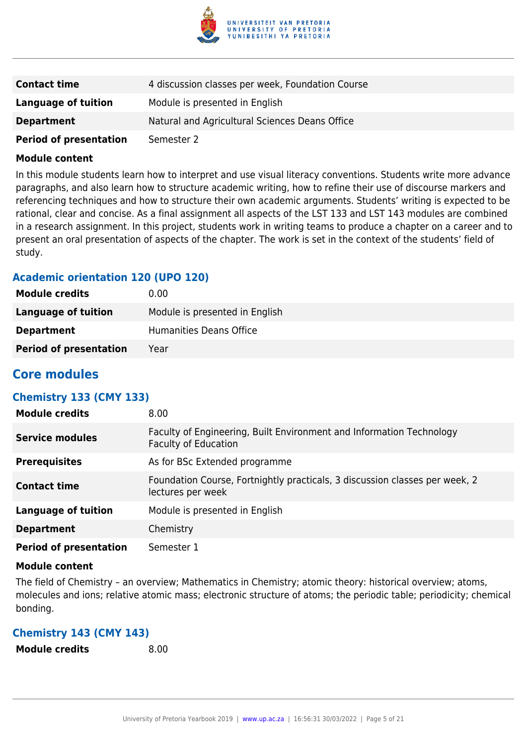| | |
|---|---|
| **Contact time** | 4 discussion classes per week, Foundation Course |
| **Language of tuition** | Module is presented in English |
| **Department** | Natural and Agricultural Sciences Deans Office |
| **Period of presentation** | Semester 2 |

**Module content**

In this module students learn how to interpret and use visual literacy conventions. Students write more advance paragraphs, and also learn how to structure academic writing, how to refine their use of discourse markers and referencing techniques and how to structure their own academic arguments. Students' writing is expected to be rational, clear and concise. As a final assignment all aspects of the LST 133 and LST 143 modules are combined in a research assignment. In this project, students work in writing teams to produce a chapter on a career and to present an oral presentation of aspects of the chapter. The work is set in the context of the students' field of study.

### Academic orientation 120 (UPO 120)

| | |
|---|---|
| **Module credits** | 0.00 |
| **Language of tuition** | Module is presented in English |
| **Department** | Humanities Deans Office |
| **Period of presentation** | Year |

## Core modules

### Chemistry 133 (CMY 133)

| | |
|---|---|
| **Module credits** | 8.00 |
| **Service modules** | Faculty of Engineering, Built Environment and Information Technology<br>Faculty of Education |
| **Prerequisites** | As for BSc Extended programme |
| **Contact time** | Foundation Course, Fortnightly practicals, 3 discussion classes per week, 2 lectures per week |
| **Language of tuition** | Module is presented in English |
| **Department** | Chemistry |
| **Period of presentation** | Semester 1 |

**Module content**

The field of Chemistry – an overview; Mathematics in Chemistry; atomic theory: historical overview; atoms, molecules and ions; relative atomic mass; electronic structure of atoms; the periodic table; periodicity; chemical bonding.

### Chemistry 143 (CMY 143)

| | |
|---|---|
| **Module credits** | 8.00 |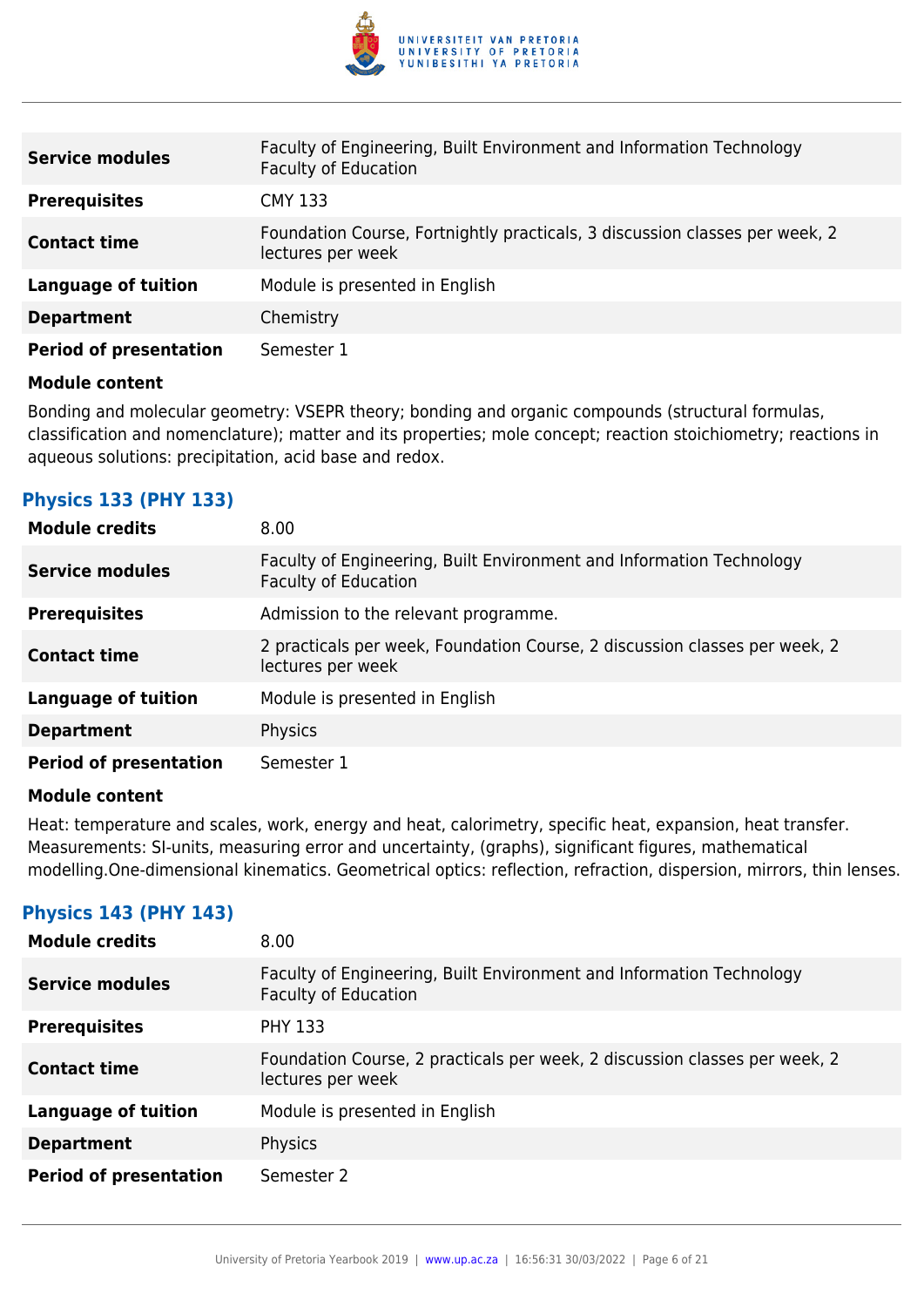| | |
|---|---|
| **Service modules** | Faculty of Engineering, Built Environment and Information Technology<br>Faculty of Education |
| **Prerequisites** | CMY 133 |
| **Contact time** | Foundation Course, Fortnightly practicals, 3 discussion classes per week, 2 lectures per week |
| **Language of tuition** | Module is presented in English |
| **Department** | Chemistry |
| **Period of presentation** | Semester 1 |

**Module content**

Bonding and molecular geometry: VSEPR theory; bonding and organic compounds (structural formulas, classification and nomenclature); matter and its properties; mole concept; reaction stoichiometry; reactions in aqueous solutions: precipitation, acid base and redox.

### Physics 133 (PHY 133)

| | |
|---|---|
| **Module credits** | 8.00 |
| **Service modules** | Faculty of Engineering, Built Environment and Information Technology<br>Faculty of Education |
| **Prerequisites** | Admission to the relevant programme. |
| **Contact time** | 2 practicals per week, Foundation Course, 2 discussion classes per week, 2 lectures per week |
| **Language of tuition** | Module is presented in English |
| **Department** | Physics |
| **Period of presentation** | Semester 1 |

**Module content**

Heat: temperature and scales, work, energy and heat, calorimetry, specific heat, expansion, heat transfer. Measurements: SI-units, measuring error and uncertainty, (graphs), significant figures, mathematical modelling.One-dimensional kinematics. Geometrical optics: reflection, refraction, dispersion, mirrors, thin lenses.

### Physics 143 (PHY 143)

| | |
|---|---|
| **Module credits** | 8.00 |
| **Service modules** | Faculty of Engineering, Built Environment and Information Technology<br>Faculty of Education |
| **Prerequisites** | PHY 133 |
| **Contact time** | Foundation Course, 2 practicals per week, 2 discussion classes per week, 2 lectures per week |
| **Language of tuition** | Module is presented in English |
| **Department** | Physics |
| **Period of presentation** | Semester 2 |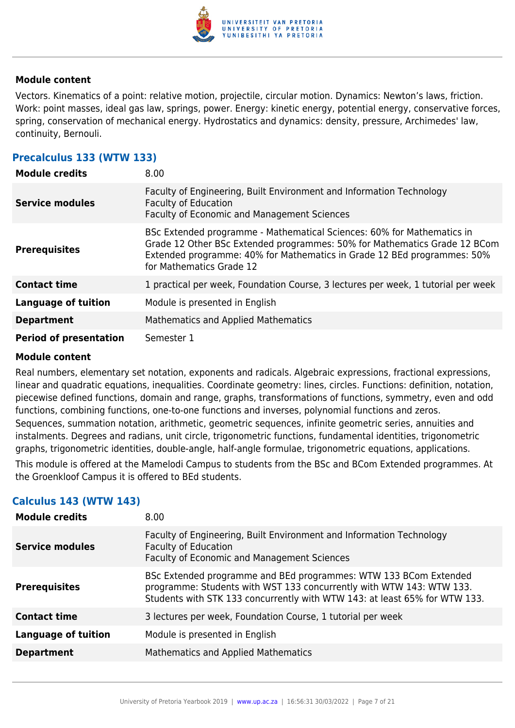#### Module content

Vectors. Kinematics of a point: relative motion, projectile, circular motion. Dynamics: Newton's laws, friction. Work: point masses, ideal gas law, springs, power. Energy: kinetic energy, potential energy, conservative forces, spring, conservation of mechanical energy. Hydrostatics and dynamics: density, pressure, Archimedes' law, continuity, Bernouli.

### Precalculus 133 (WTW 133)

| | |
|---|---|
| **Module credits** | 8.00 |
| **Service modules** | Faculty of Engineering, Built Environment and Information Technology<br>Faculty of Education<br>Faculty of Economic and Management Sciences |
| **Prerequisites** | BSc Extended programme - Mathematical Sciences: 60% for Mathematics in Grade 12 Other BSc Extended programmes: 50% for Mathematics Grade 12 BCom Extended programme: 40% for Mathematics in Grade 12 BEd programmes: 50% for Mathematics Grade 12 |
| **Contact time** | 1 practical per week, Foundation Course, 3 lectures per week, 1 tutorial per week |
| **Language of tuition** | Module is presented in English |
| **Department** | Mathematics and Applied Mathematics |
| **Period of presentation** | Semester 1 |

#### Module content

Real numbers, elementary set notation, exponents and radicals. Algebraic expressions, fractional expressions, linear and quadratic equations, inequalities. Coordinate geometry: lines, circles. Functions: definition, notation, piecewise defined functions, domain and range, graphs, transformations of functions, symmetry, even and odd functions, combining functions, one-to-one functions and inverses, polynomial functions and zeros. Sequences, summation notation, arithmetic, geometric sequences, infinite geometric series, annuities and instalments. Degrees and radians, unit circle, trigonometric functions, fundamental identities, trigonometric graphs, trigonometric identities, double-angle, half-angle formulae, trigonometric equations, applications.

This module is offered at the Mamelodi Campus to students from the BSc and BCom Extended programmes. At the Groenkloof Campus it is offered to BEd students.

### Calculus 143 (WTW 143)

| | |
|---|---|
| **Module credits** | 8.00 |
| **Service modules** | Faculty of Engineering, Built Environment and Information Technology<br>Faculty of Education<br>Faculty of Economic and Management Sciences |
| **Prerequisites** | BSc Extended programme and BEd programmes: WTW 133 BCom Extended programme: Students with WST 133 concurrently with WTW 143: WTW 133. Students with STK 133 concurrently with WTW 143: at least 65% for WTW 133. |
| **Contact time** | 3 lectures per week, Foundation Course, 1 tutorial per week |
| **Language of tuition** | Module is presented in English |
| **Department** | Mathematics and Applied Mathematics |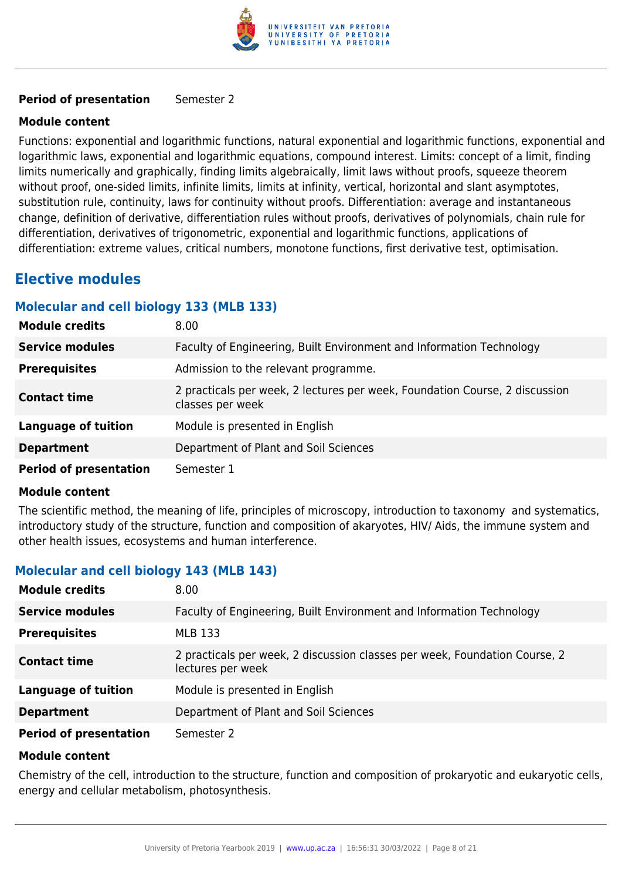| | |
|---|---|
| **Period of presentation** | Semester 2 |

**Module content**

Functions: exponential and logarithmic functions, natural exponential and logarithmic functions, exponential and logarithmic laws, exponential and logarithmic equations, compound interest. Limits: concept of a limit, finding limits numerically and graphically, finding limits algebraically, limit laws without proofs, squeeze theorem without proof, one-sided limits, infinite limits, limits at infinity, vertical, horizontal and slant asymptotes, substitution rule, continuity, laws for continuity without proofs. Differentiation: average and instantaneous change, definition of derivative, differentiation rules without proofs, derivatives of polynomials, chain rule for differentiation, derivatives of trigonometric, exponential and logarithmic functions, applications of differentiation: extreme values, critical numbers, monotone functions, first derivative test, optimisation.

## Elective modules

### Molecular and cell biology 133 (MLB 133)

| | |
|---|---|
| **Module credits** | 8.00 |
| **Service modules** | Faculty of Engineering, Built Environment and Information Technology |
| **Prerequisites** | Admission to the relevant programme. |
| **Contact time** | 2 practicals per week, 2 lectures per week, Foundation Course, 2 discussion classes per week |
| **Language of tuition** | Module is presented in English |
| **Department** | Department of Plant and Soil Sciences |
| **Period of presentation** | Semester 1 |

**Module content**

The scientific method, the meaning of life, principles of microscopy, introduction to taxonomy and systematics, introductory study of the structure, function and composition of akaryotes, HIV/ Aids, the immune system and other health issues, ecosystems and human interference.

### Molecular and cell biology 143 (MLB 143)

| | |
|---|---|
| **Module credits** | 8.00 |
| **Service modules** | Faculty of Engineering, Built Environment and Information Technology |
| **Prerequisites** | MLB 133 |
| **Contact time** | 2 practicals per week, 2 discussion classes per week, Foundation Course, 2 lectures per week |
| **Language of tuition** | Module is presented in English |
| **Department** | Department of Plant and Soil Sciences |
| **Period of presentation** | Semester 2 |

**Module content**

Chemistry of the cell, introduction to the structure, function and composition of prokaryotic and eukaryotic cells, energy and cellular metabolism, photosynthesis.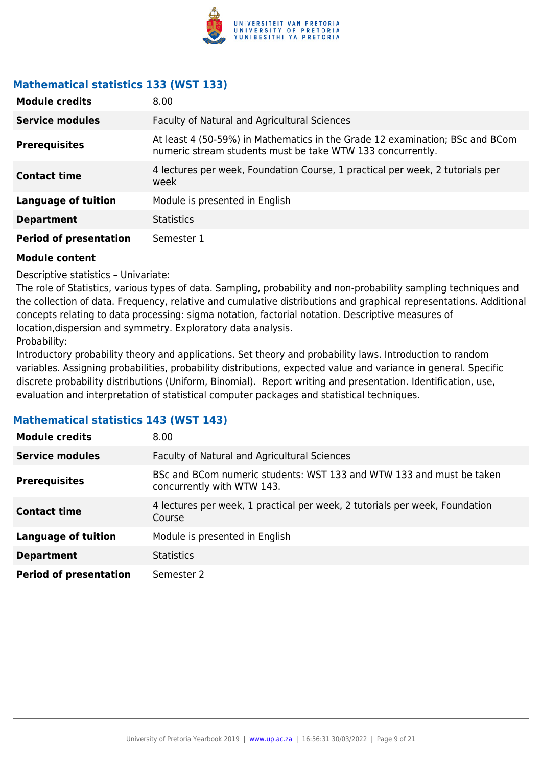### Mathematical statistics 133 (WST 133)

| | |
|---|---|
| **Module credits** | 8.00 |
| **Service modules** | Faculty of Natural and Agricultural Sciences |
| **Prerequisites** | At least 4 (50-59%) in Mathematics in the Grade 12 examination; BSc and BCom numeric stream students must be take WTW 133 concurrently. |
| **Contact time** | 4 lectures per week, Foundation Course, 1 practical per week, 2 tutorials per week |
| **Language of tuition** | Module is presented in English |
| **Department** | Statistics |
| **Period of presentation** | Semester 1 |

**Module content**

Descriptive statistics – Univariate:
The role of Statistics, various types of data. Sampling, probability and non-probability sampling techniques and the collection of data. Frequency, relative and cumulative distributions and graphical representations. Additional concepts relating to data processing: sigma notation, factorial notation. Descriptive measures of location,dispersion and symmetry. Exploratory data analysis.
Probability:
Introductory probability theory and applications. Set theory and probability laws. Introduction to random variables. Assigning probabilities, probability distributions, expected value and variance in general. Specific discrete probability distributions (Uniform, Binomial). Report writing and presentation. Identification, use, evaluation and interpretation of statistical computer packages and statistical techniques.

### Mathematical statistics 143 (WST 143)

| | |
|---|---|
| **Module credits** | 8.00 |
| **Service modules** | Faculty of Natural and Agricultural Sciences |
| **Prerequisites** | BSc and BCom numeric students: WST 133 and WTW 133 and must be taken concurrently with WTW 143. |
| **Contact time** | 4 lectures per week, 1 practical per week, 2 tutorials per week, Foundation Course |
| **Language of tuition** | Module is presented in English |
| **Department** | Statistics |
| **Period of presentation** | Semester 2 |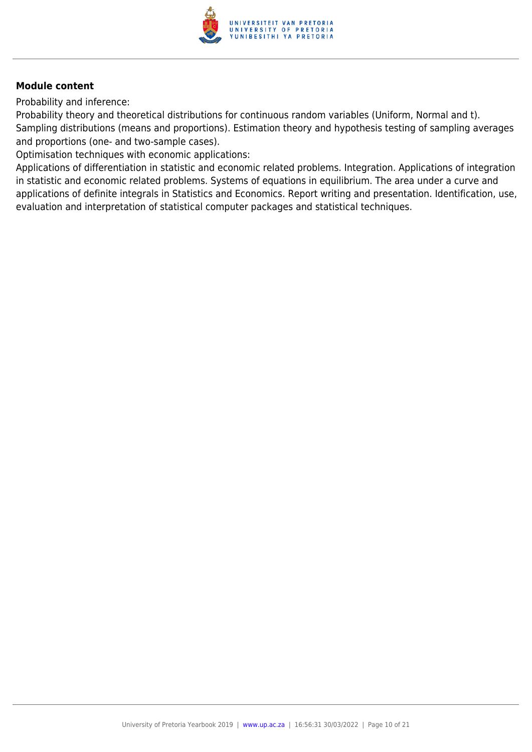**Module content**

Probability and inference:

Probability theory and theoretical distributions for continuous random variables (Uniform, Normal and t). Sampling distributions (means and proportions). Estimation theory and hypothesis testing of sampling averages and proportions (one- and two-sample cases).

Optimisation techniques with economic applications:

Applications of differentiation in statistic and economic related problems. Integration. Applications of integration in statistic and economic related problems. Systems of equations in equilibrium. The area under a curve and applications of definite integrals in Statistics and Economics. Report writing and presentation. Identification, use, evaluation and interpretation of statistical computer packages and statistical techniques.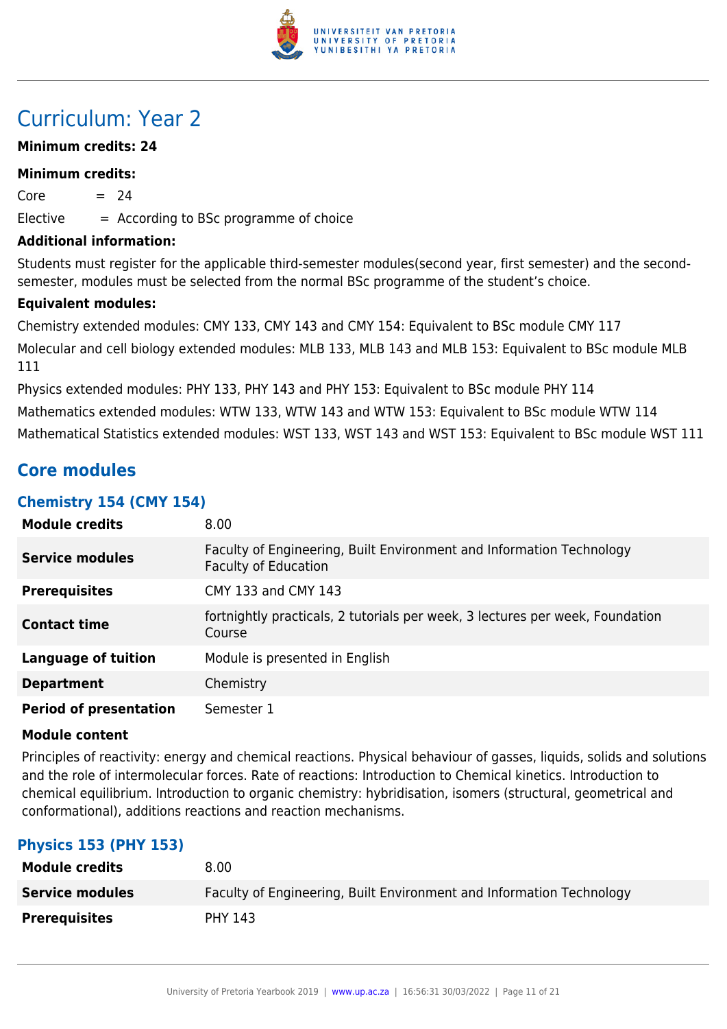# Curriculum: Year 2

**Minimum credits: 24**

**Minimum credits:**

Core = 24

Elective = According to BSc programme of choice

**Additional information:**

Students must register for the applicable third-semester modules(second year, first semester) and the second-semester, modules must be selected from the normal BSc programme of the student's choice.

**Equivalent modules:**

Chemistry extended modules: CMY 133, CMY 143 and CMY 154: Equivalent to BSc module CMY 117

Molecular and cell biology extended modules: MLB 133, MLB 143 and MLB 153: Equivalent to BSc module MLB 111

Physics extended modules: PHY 133, PHY 143 and PHY 153: Equivalent to BSc module PHY 114

Mathematics extended modules: WTW 133, WTW 143 and WTW 153: Equivalent to BSc module WTW 114

Mathematical Statistics extended modules: WST 133, WST 143 and WST 153: Equivalent to BSc module WST 111

## Core modules

### Chemistry 154 (CMY 154)

| | |
|---|---|
| **Module credits** | 8.00 |
| **Service modules** | Faculty of Engineering, Built Environment and Information Technology<br>Faculty of Education |
| **Prerequisites** | CMY 133 and CMY 143 |
| **Contact time** | fortnightly practicals, 2 tutorials per week, 3 lectures per week, Foundation Course |
| **Language of tuition** | Module is presented in English |
| **Department** | Chemistry |
| **Period of presentation** | Semester 1 |

**Module content**

Principles of reactivity: energy and chemical reactions. Physical behaviour of gasses, liquids, solids and solutions and the role of intermolecular forces. Rate of reactions: Introduction to Chemical kinetics. Introduction to chemical equilibrium. Introduction to organic chemistry: hybridisation, isomers (structural, geometrical and conformational), additions reactions and reaction mechanisms.

### Physics 153 (PHY 153)

| | |
|---|---|
| **Module credits** | 8.00 |
| **Service modules** | Faculty of Engineering, Built Environment and Information Technology |
| **Prerequisites** | PHY 143 |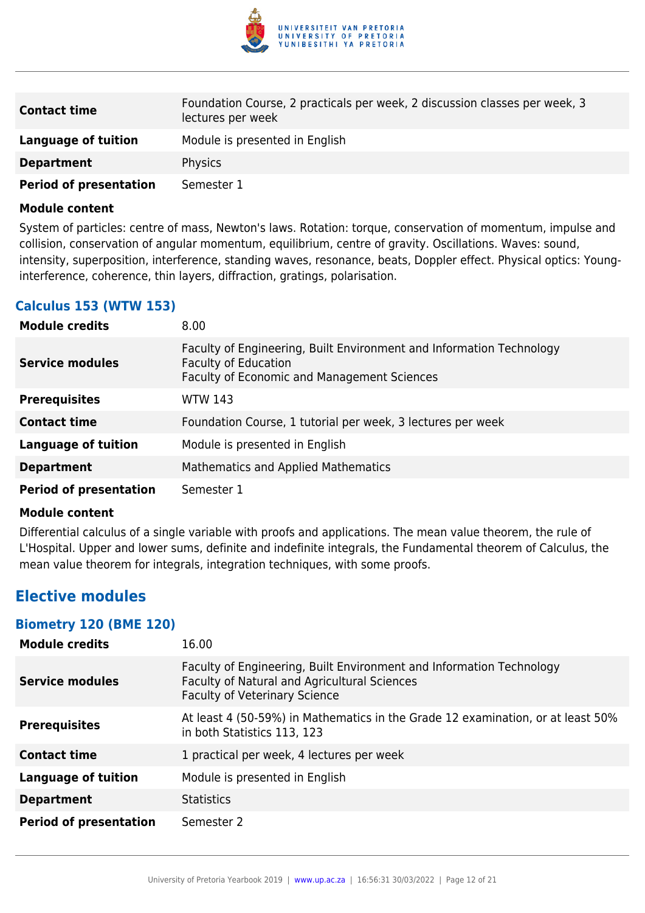| | |
|---|---|
| **Contact time** | Foundation Course, 2 practicals per week, 2 discussion classes per week, 3 lectures per week |
| **Language of tuition** | Module is presented in English |
| **Department** | Physics |
| **Period of presentation** | Semester 1 |

**Module content**

System of particles: centre of mass, Newton's laws. Rotation: torque, conservation of momentum, impulse and collision, conservation of angular momentum, equilibrium, centre of gravity. Oscillations. Waves: sound, intensity, superposition, interference, standing waves, resonance, beats, Doppler effect. Physical optics: Young-interference, coherence, thin layers, diffraction, gratings, polarisation.

### Calculus 153 (WTW 153)

| | |
|---|---|
| **Module credits** | 8.00 |
| **Service modules** | Faculty of Engineering, Built Environment and Information Technology<br>Faculty of Education<br>Faculty of Economic and Management Sciences |
| **Prerequisites** | WTW 143 |
| **Contact time** | Foundation Course, 1 tutorial per week, 3 lectures per week |
| **Language of tuition** | Module is presented in English |
| **Department** | Mathematics and Applied Mathematics |
| **Period of presentation** | Semester 1 |

**Module content**

Differential calculus of a single variable with proofs and applications. The mean value theorem, the rule of L'Hospital. Upper and lower sums, definite and indefinite integrals, the Fundamental theorem of Calculus, the mean value theorem for integrals, integration techniques, with some proofs.

## Elective modules

### Biometry 120 (BME 120)

| | |
|---|---|
| **Module credits** | 16.00 |
| **Service modules** | Faculty of Engineering, Built Environment and Information Technology<br>Faculty of Natural and Agricultural Sciences<br>Faculty of Veterinary Science |
| **Prerequisites** | At least 4 (50-59%) in Mathematics in the Grade 12 examination, or at least 50% in both Statistics 113, 123 |
| **Contact time** | 1 practical per week, 4 lectures per week |
| **Language of tuition** | Module is presented in English |
| **Department** | Statistics |
| **Period of presentation** | Semester 2 |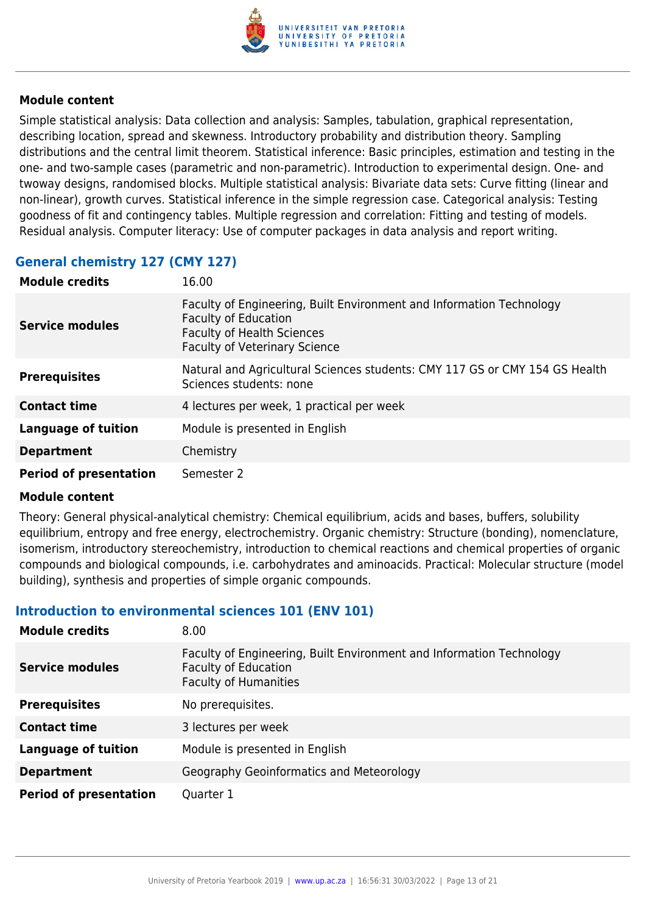#### Module content

Simple statistical analysis: Data collection and analysis: Samples, tabulation, graphical representation, describing location, spread and skewness. Introductory probability and distribution theory. Sampling distributions and the central limit theorem. Statistical inference: Basic principles, estimation and testing in the one- and two-sample cases (parametric and non-parametric). Introduction to experimental design. One- and twoway designs, randomised blocks. Multiple statistical analysis: Bivariate data sets: Curve fitting (linear and non-linear), growth curves. Statistical inference in the simple regression case. Categorical analysis: Testing goodness of fit and contingency tables. Multiple regression and correlation: Fitting and testing of models. Residual analysis. Computer literacy: Use of computer packages in data analysis and report writing.

### General chemistry 127 (CMY 127)

| | |
|---|---|
| **Module credits** | 16.00 |
| **Service modules** | Faculty of Engineering, Built Environment and Information Technology<br>Faculty of Education<br>Faculty of Health Sciences<br>Faculty of Veterinary Science |
| **Prerequisites** | Natural and Agricultural Sciences students: CMY 117 GS or CMY 154 GS Health Sciences students: none |
| **Contact time** | 4 lectures per week, 1 practical per week |
| **Language of tuition** | Module is presented in English |
| **Department** | Chemistry |
| **Period of presentation** | Semester 2 |

#### Module content

Theory: General physical-analytical chemistry: Chemical equilibrium, acids and bases, buffers, solubility equilibrium, entropy and free energy, electrochemistry. Organic chemistry: Structure (bonding), nomenclature, isomerism, introductory stereochemistry, introduction to chemical reactions and chemical properties of organic compounds and biological compounds, i.e. carbohydrates and aminoacids. Practical: Molecular structure (model building), synthesis and properties of simple organic compounds.

### Introduction to environmental sciences 101 (ENV 101)

| | |
|---|---|
| **Module credits** | 8.00 |
| **Service modules** | Faculty of Engineering, Built Environment and Information Technology<br>Faculty of Education<br>Faculty of Humanities |
| **Prerequisites** | No prerequisites. |
| **Contact time** | 3 lectures per week |
| **Language of tuition** | Module is presented in English |
| **Department** | Geography Geoinformatics and Meteorology |
| **Period of presentation** | Quarter 1 |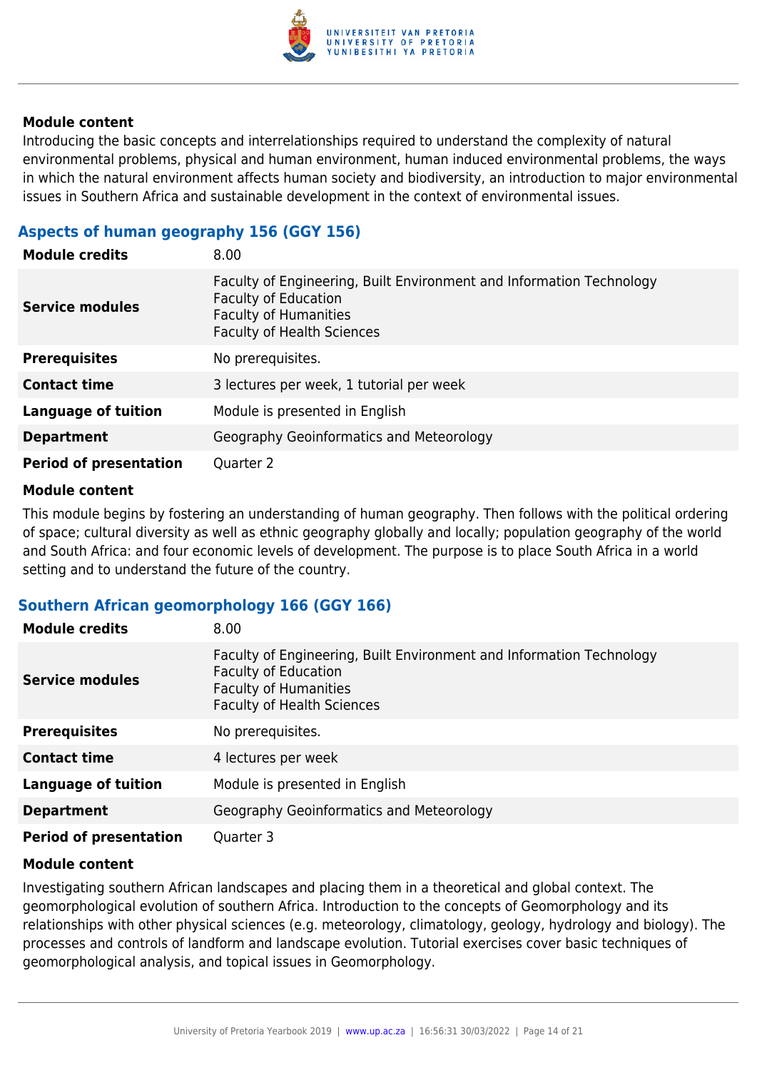#### Module content

Introducing the basic concepts and interrelationships required to understand the complexity of natural environmental problems, physical and human environment, human induced environmental problems, the ways in which the natural environment affects human society and biodiversity, an introduction to major environmental issues in Southern Africa and sustainable development in the context of environmental issues.

### Aspects of human geography 156 (GGY 156)

| | |
|---|---|
| **Module credits** | 8.00 |
| **Service modules** | Faculty of Engineering, Built Environment and Information Technology<br>Faculty of Education<br>Faculty of Humanities<br>Faculty of Health Sciences |
| **Prerequisites** | No prerequisites. |
| **Contact time** | 3 lectures per week, 1 tutorial per week |
| **Language of tuition** | Module is presented in English |
| **Department** | Geography Geoinformatics and Meteorology |
| **Period of presentation** | Quarter 2 |

#### Module content

This module begins by fostering an understanding of human geography. Then follows with the political ordering of space; cultural diversity as well as ethnic geography globally and locally; population geography of the world and South Africa: and four economic levels of development. The purpose is to place South Africa in a world setting and to understand the future of the country.

### Southern African geomorphology 166 (GGY 166)

| | |
|---|---|
| **Module credits** | 8.00 |
| **Service modules** | Faculty of Engineering, Built Environment and Information Technology<br>Faculty of Education<br>Faculty of Humanities<br>Faculty of Health Sciences |
| **Prerequisites** | No prerequisites. |
| **Contact time** | 4 lectures per week |
| **Language of tuition** | Module is presented in English |
| **Department** | Geography Geoinformatics and Meteorology |
| **Period of presentation** | Quarter 3 |

#### Module content

Investigating southern African landscapes and placing them in a theoretical and global context. The geomorphological evolution of southern Africa. Introduction to the concepts of Geomorphology and its relationships with other physical sciences (e.g. meteorology, climatology, geology, hydrology and biology). The processes and controls of landform and landscape evolution. Tutorial exercises cover basic techniques of geomorphological analysis, and topical issues in Geomorphology.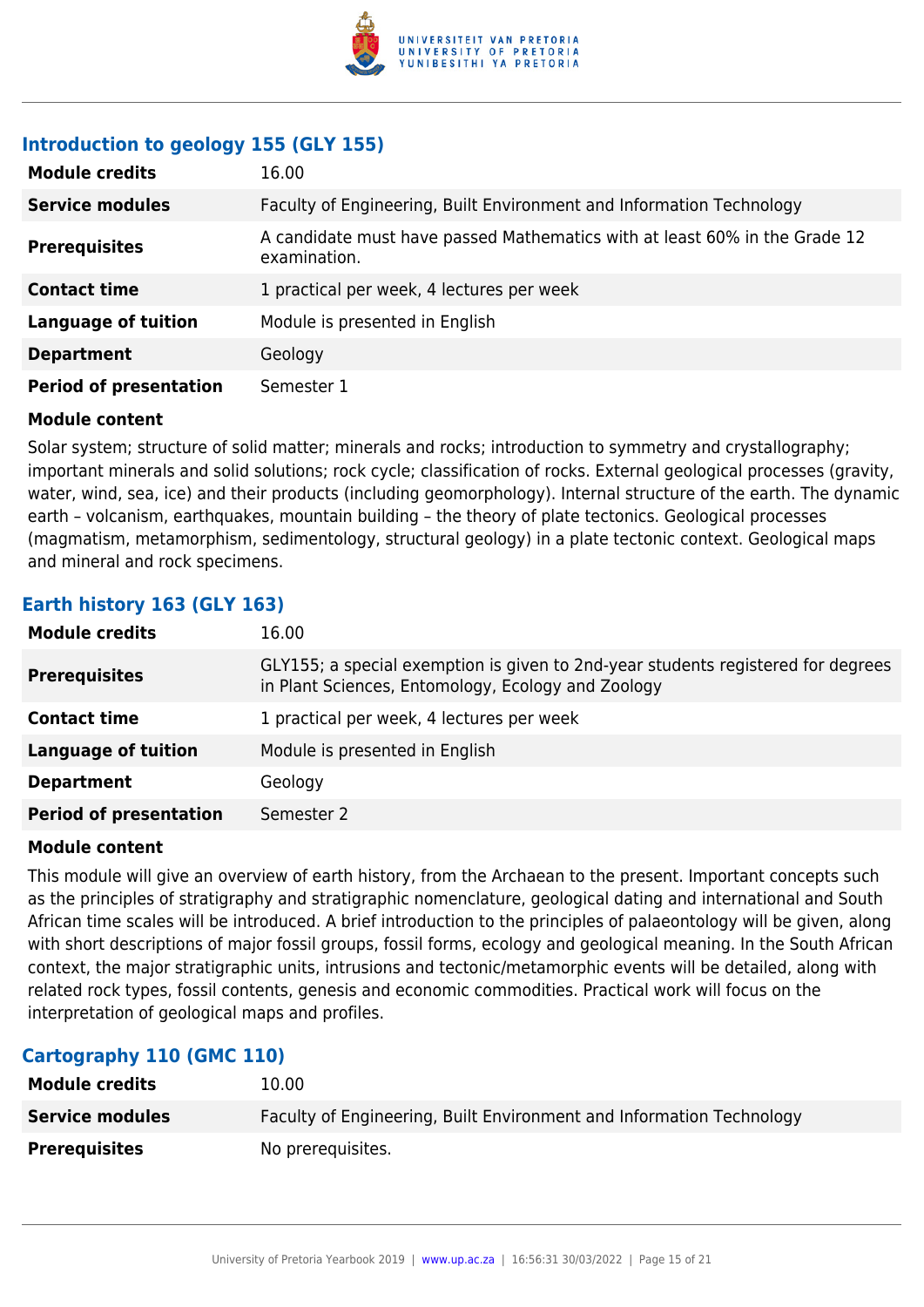### Introduction to geology 155 (GLY 155)

| | |
|---|---|
| **Module credits** | 16.00 |
| **Service modules** | Faculty of Engineering, Built Environment and Information Technology |
| **Prerequisites** | A candidate must have passed Mathematics with at least 60% in the Grade 12 examination. |
| **Contact time** | 1 practical per week, 4 lectures per week |
| **Language of tuition** | Module is presented in English |
| **Department** | Geology |
| **Period of presentation** | Semester 1 |

**Module content**

Solar system; structure of solid matter; minerals and rocks; introduction to symmetry and crystallography; important minerals and solid solutions; rock cycle; classification of rocks. External geological processes (gravity, water, wind, sea, ice) and their products (including geomorphology). Internal structure of the earth. The dynamic earth – volcanism, earthquakes, mountain building – the theory of plate tectonics. Geological processes (magmatism, metamorphism, sedimentology, structural geology) in a plate tectonic context. Geological maps and mineral and rock specimens.

### Earth history 163 (GLY 163)

| | |
|---|---|
| **Module credits** | 16.00 |
| **Prerequisites** | GLY155; a special exemption is given to 2nd-year students registered for degrees in Plant Sciences, Entomology, Ecology and Zoology |
| **Contact time** | 1 practical per week, 4 lectures per week |
| **Language of tuition** | Module is presented in English |
| **Department** | Geology |
| **Period of presentation** | Semester 2 |

**Module content**

This module will give an overview of earth history, from the Archaean to the present. Important concepts such as the principles of stratigraphy and stratigraphic nomenclature, geological dating and international and South African time scales will be introduced. A brief introduction to the principles of palaeontology will be given, along with short descriptions of major fossil groups, fossil forms, ecology and geological meaning. In the South African context, the major stratigraphic units, intrusions and tectonic/metamorphic events will be detailed, along with related rock types, fossil contents, genesis and economic commodities. Practical work will focus on the interpretation of geological maps and profiles.

### Cartography 110 (GMC 110)

| | |
|---|---|
| **Module credits** | 10.00 |
| **Service modules** | Faculty of Engineering, Built Environment and Information Technology |
| **Prerequisites** | No prerequisites. |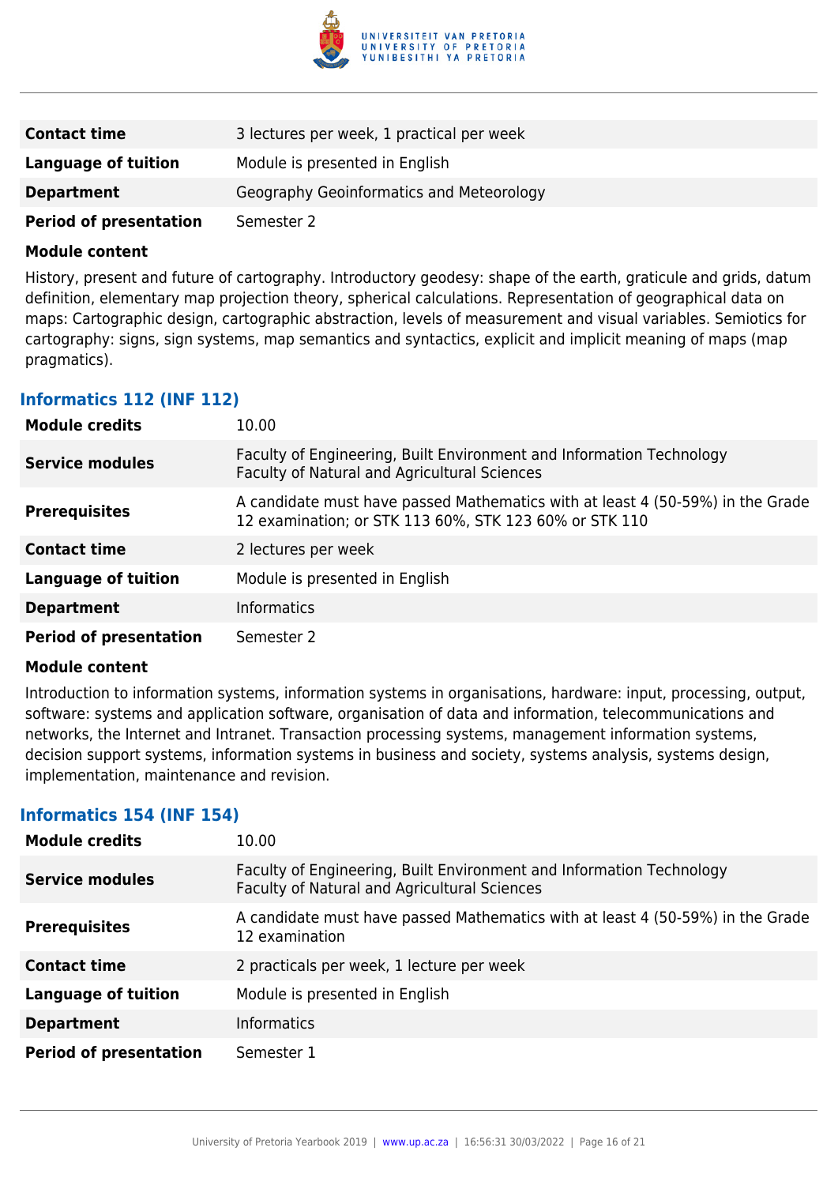| | |
|---|---|
| **Contact time** | 3 lectures per week, 1 practical per week |
| **Language of tuition** | Module is presented in English |
| **Department** | Geography Geoinformatics and Meteorology |
| **Period of presentation** | Semester 2 |

**Module content**

History, present and future of cartography. Introductory geodesy: shape of the earth, graticule and grids, datum definition, elementary map projection theory, spherical calculations. Representation of geographical data on maps: Cartographic design, cartographic abstraction, levels of measurement and visual variables. Semiotics for cartography: signs, sign systems, map semantics and syntactics, explicit and implicit meaning of maps (map pragmatics).

### Informatics 112 (INF 112)

| | |
|---|---|
| **Module credits** | 10.00 |
| **Service modules** | Faculty of Engineering, Built Environment and Information Technology<br>Faculty of Natural and Agricultural Sciences |
| **Prerequisites** | A candidate must have passed Mathematics with at least 4 (50-59%) in the Grade 12 examination; or STK 113 60%, STK 123 60% or STK 110 |
| **Contact time** | 2 lectures per week |
| **Language of tuition** | Module is presented in English |
| **Department** | Informatics |
| **Period of presentation** | Semester 2 |

**Module content**

Introduction to information systems, information systems in organisations, hardware: input, processing, output, software: systems and application software, organisation of data and information, telecommunications and networks, the Internet and Intranet. Transaction processing systems, management information systems, decision support systems, information systems in business and society, systems analysis, systems design, implementation, maintenance and revision.

### Informatics 154 (INF 154)

| | |
|---|---|
| **Module credits** | 10.00 |
| **Service modules** | Faculty of Engineering, Built Environment and Information Technology<br>Faculty of Natural and Agricultural Sciences |
| **Prerequisites** | A candidate must have passed Mathematics with at least 4 (50-59%) in the Grade 12 examination |
| **Contact time** | 2 practicals per week, 1 lecture per week |
| **Language of tuition** | Module is presented in English |
| **Department** | Informatics |
| **Period of presentation** | Semester 1 |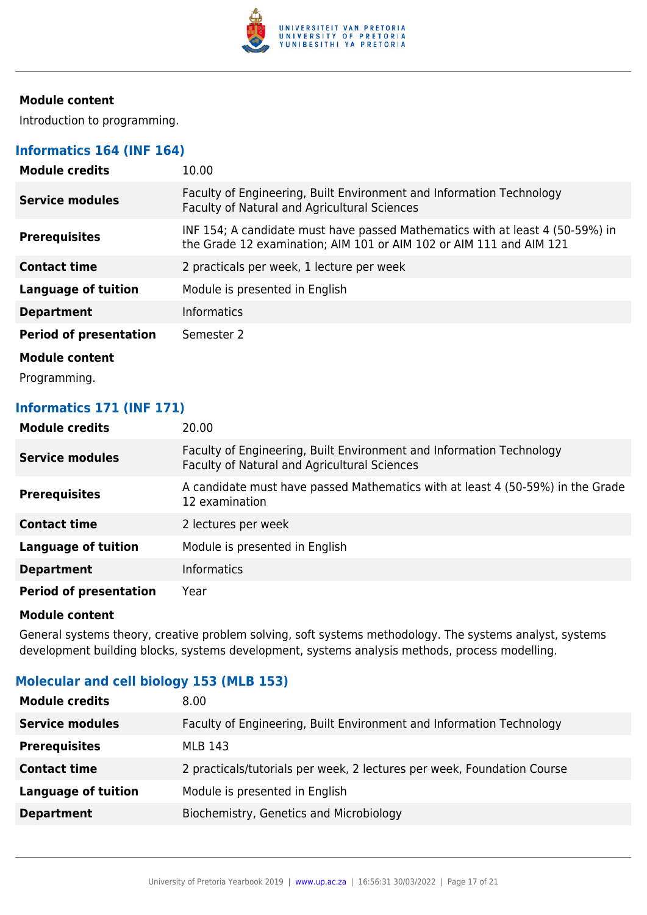### Module content

Introduction to programming.

## Informatics 164 (INF 164)

| | |
|---|---|
| **Module credits** | 10.00 |
| **Service modules** | Faculty of Engineering, Built Environment and Information Technology<br>Faculty of Natural and Agricultural Sciences |
| **Prerequisites** | INF 154; A candidate must have passed Mathematics with at least 4 (50-59%) in the Grade 12 examination; AIM 101 or AIM 102 or AIM 111 and AIM 121 |
| **Contact time** | 2 practicals per week, 1 lecture per week |
| **Language of tuition** | Module is presented in English |
| **Department** | Informatics |
| **Period of presentation** | Semester 2 |

### Module content

Programming.

## Informatics 171 (INF 171)

| | |
|---|---|
| **Module credits** | 20.00 |
| **Service modules** | Faculty of Engineering, Built Environment and Information Technology<br>Faculty of Natural and Agricultural Sciences |
| **Prerequisites** | A candidate must have passed Mathematics with at least 4 (50-59%) in the Grade 12 examination |
| **Contact time** | 2 lectures per week |
| **Language of tuition** | Module is presented in English |
| **Department** | Informatics |
| **Period of presentation** | Year |

### Module content

General systems theory, creative problem solving, soft systems methodology. The systems analyst, systems development building blocks, systems development, systems analysis methods, process modelling.

## Molecular and cell biology 153 (MLB 153)

| | |
|---|---|
| **Module credits** | 8.00 |
| **Service modules** | Faculty of Engineering, Built Environment and Information Technology |
| **Prerequisites** | MLB 143 |
| **Contact time** | 2 practicals/tutorials per week, 2 lectures per week, Foundation Course |
| **Language of tuition** | Module is presented in English |
| **Department** | Biochemistry, Genetics and Microbiology |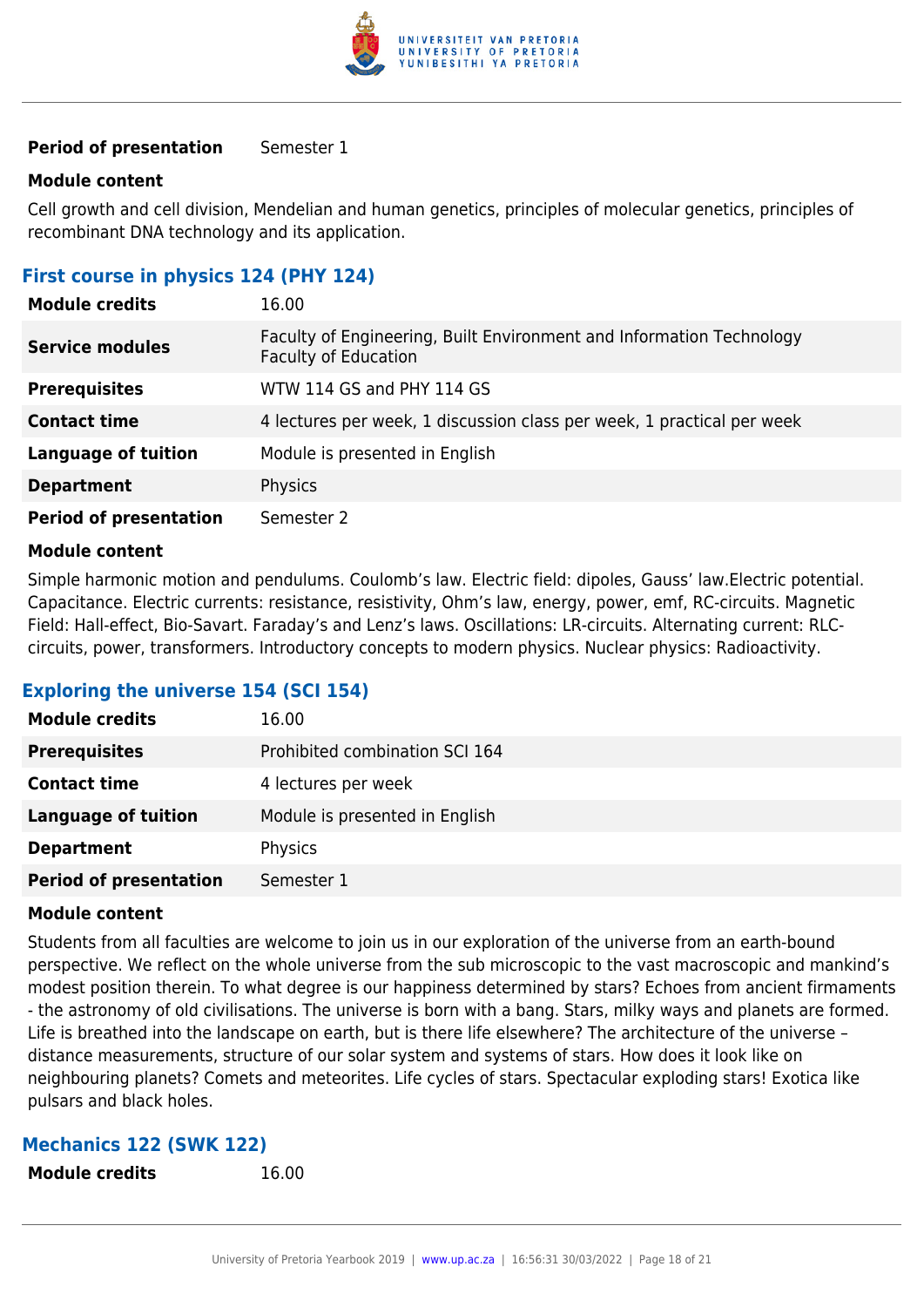| | |
|---|---|
| **Period of presentation** | Semester 1 |

**Module content**

Cell growth and cell division, Mendelian and human genetics, principles of molecular genetics, principles of recombinant DNA technology and its application.

### First course in physics 124 (PHY 124)

| | |
|---|---|
| **Module credits** | 16.00 |
| **Service modules** | Faculty of Engineering, Built Environment and Information Technology<br>Faculty of Education |
| **Prerequisites** | WTW 114 GS and PHY 114 GS |
| **Contact time** | 4 lectures per week, 1 discussion class per week, 1 practical per week |
| **Language of tuition** | Module is presented in English |
| **Department** | Physics |
| **Period of presentation** | Semester 2 |

**Module content**

Simple harmonic motion and pendulums. Coulomb's law. Electric field: dipoles, Gauss' law.Electric potential. Capacitance. Electric currents: resistance, resistivity, Ohm's law, energy, power, emf, RC-circuits. Magnetic Field: Hall-effect, Bio-Savart. Faraday's and Lenz's laws. Oscillations: LR-circuits. Alternating current: RLC-circuits, power, transformers. Introductory concepts to modern physics. Nuclear physics: Radioactivity.

### Exploring the universe 154 (SCI 154)

| | |
|---|---|
| **Module credits** | 16.00 |
| **Prerequisites** | Prohibited combination SCI 164 |
| **Contact time** | 4 lectures per week |
| **Language of tuition** | Module is presented in English |
| **Department** | Physics |
| **Period of presentation** | Semester 1 |

**Module content**

Students from all faculties are welcome to join us in our exploration of the universe from an earth-bound perspective. We reflect on the whole universe from the sub microscopic to the vast macroscopic and mankind's modest position therein. To what degree is our happiness determined by stars? Echoes from ancient firmaments - the astronomy of old civilisations. The universe is born with a bang. Stars, milky ways and planets are formed. Life is breathed into the landscape on earth, but is there life elsewhere? The architecture of the universe – distance measurements, structure of our solar system and systems of stars. How does it look like on neighbouring planets? Comets and meteorites. Life cycles of stars. Spectacular exploding stars! Exotica like pulsars and black holes.

### Mechanics 122 (SWK 122)

| | |
|---|---|
| **Module credits** | 16.00 |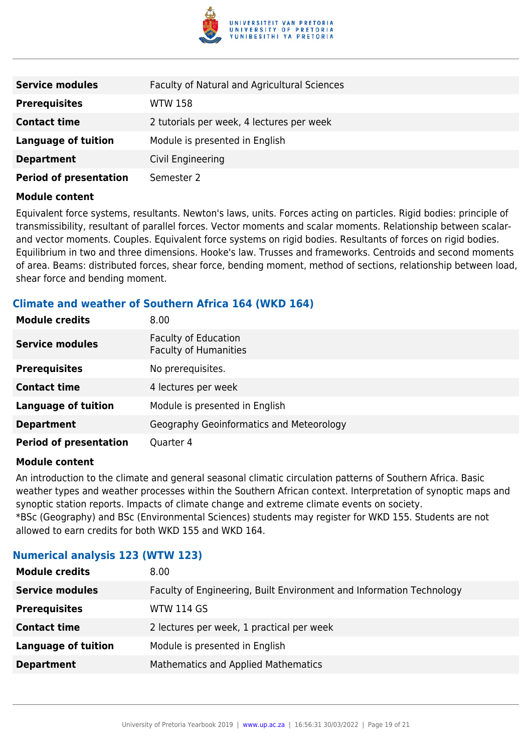| | |
|---|---|
| **Service modules** | Faculty of Natural and Agricultural Sciences |
| **Prerequisites** | WTW 158 |
| **Contact time** | 2 tutorials per week, 4 lectures per week |
| **Language of tuition** | Module is presented in English |
| **Department** | Civil Engineering |
| **Period of presentation** | Semester 2 |

**Module content**

Equivalent force systems, resultants. Newton's laws, units. Forces acting on particles. Rigid bodies: principle of transmissibility, resultant of parallel forces. Vector moments and scalar moments. Relationship between scalar- and vector moments. Couples. Equivalent force systems on rigid bodies. Resultants of forces on rigid bodies. Equilibrium in two and three dimensions. Hooke's law. Trusses and frameworks. Centroids and second moments of area. Beams: distributed forces, shear force, bending moment, method of sections, relationship between load, shear force and bending moment.

### Climate and weather of Southern Africa 164 (WKD 164)

| | |
|---|---|
| **Module credits** | 8.00 |
| **Service modules** | Faculty of Education<br>Faculty of Humanities |
| **Prerequisites** | No prerequisites. |
| **Contact time** | 4 lectures per week |
| **Language of tuition** | Module is presented in English |
| **Department** | Geography Geoinformatics and Meteorology |
| **Period of presentation** | Quarter 4 |

**Module content**

An introduction to the climate and general seasonal climatic circulation patterns of Southern Africa. Basic weather types and weather processes within the Southern African context. Interpretation of synoptic maps and synoptic station reports. Impacts of climate change and extreme climate events on society.
*BSc (Geography) and BSc (Environmental Sciences) students may register for WKD 155. Students are not allowed to earn credits for both WKD 155 and WKD 164.

### Numerical analysis 123 (WTW 123)

| | |
|---|---|
| **Module credits** | 8.00 |
| **Service modules** | Faculty of Engineering, Built Environment and Information Technology |
| **Prerequisites** | WTW 114 GS |
| **Contact time** | 2 lectures per week, 1 practical per week |
| **Language of tuition** | Module is presented in English |
| **Department** | Mathematics and Applied Mathematics |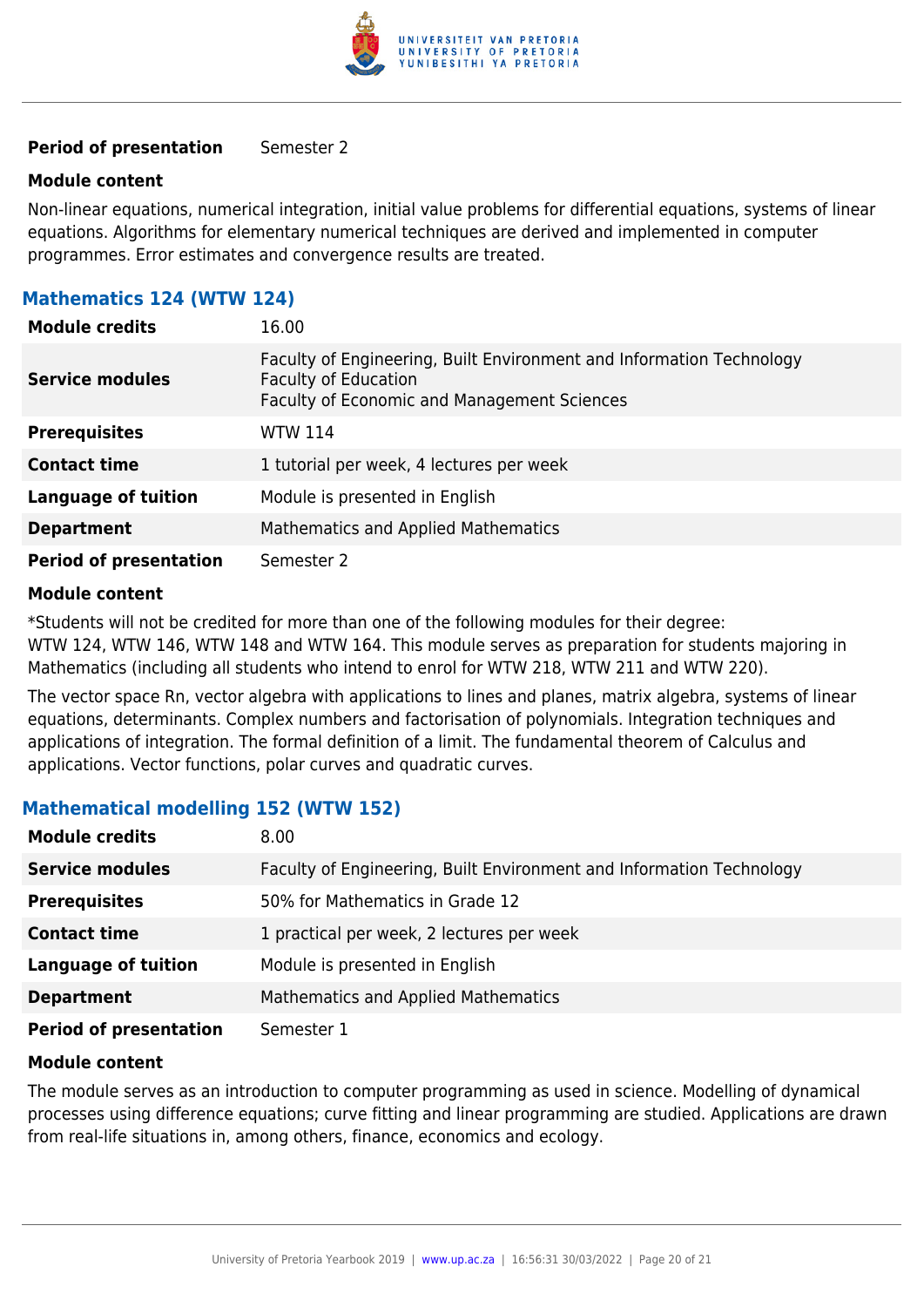| | |
|---|---|
| **Period of presentation** | Semester 2 |

**Module content**

Non-linear equations, numerical integration, initial value problems for differential equations, systems of linear equations. Algorithms for elementary numerical techniques are derived and implemented in computer programmes. Error estimates and convergence results are treated.

### Mathematics 124 (WTW 124)

| | |
|---|---|
| **Module credits** | 16.00 |
| **Service modules** | Faculty of Engineering, Built Environment and Information Technology<br>Faculty of Education<br>Faculty of Economic and Management Sciences |
| **Prerequisites** | WTW 114 |
| **Contact time** | 1 tutorial per week, 4 lectures per week |
| **Language of tuition** | Module is presented in English |
| **Department** | Mathematics and Applied Mathematics |
| **Period of presentation** | Semester 2 |

**Module content**

*Students will not be credited for more than one of the following modules for their degree:
WTW 124, WTW 146, WTW 148 and WTW 164. This module serves as preparation for students majoring in Mathematics (including all students who intend to enrol for WTW 218, WTW 211 and WTW 220).

The vector space Rn, vector algebra with applications to lines and planes, matrix algebra, systems of linear equations, determinants. Complex numbers and factorisation of polynomials. Integration techniques and applications of integration. The formal definition of a limit. The fundamental theorem of Calculus and applications. Vector functions, polar curves and quadratic curves.

### Mathematical modelling 152 (WTW 152)

| | |
|---|---|
| **Module credits** | 8.00 |
| **Service modules** | Faculty of Engineering, Built Environment and Information Technology |
| **Prerequisites** | 50% for Mathematics in Grade 12 |
| **Contact time** | 1 practical per week, 2 lectures per week |
| **Language of tuition** | Module is presented in English |
| **Department** | Mathematics and Applied Mathematics |
| **Period of presentation** | Semester 1 |

**Module content**

The module serves as an introduction to computer programming as used in science. Modelling of dynamical processes using difference equations; curve fitting and linear programming are studied. Applications are drawn from real-life situations in, among others, finance, economics and ecology.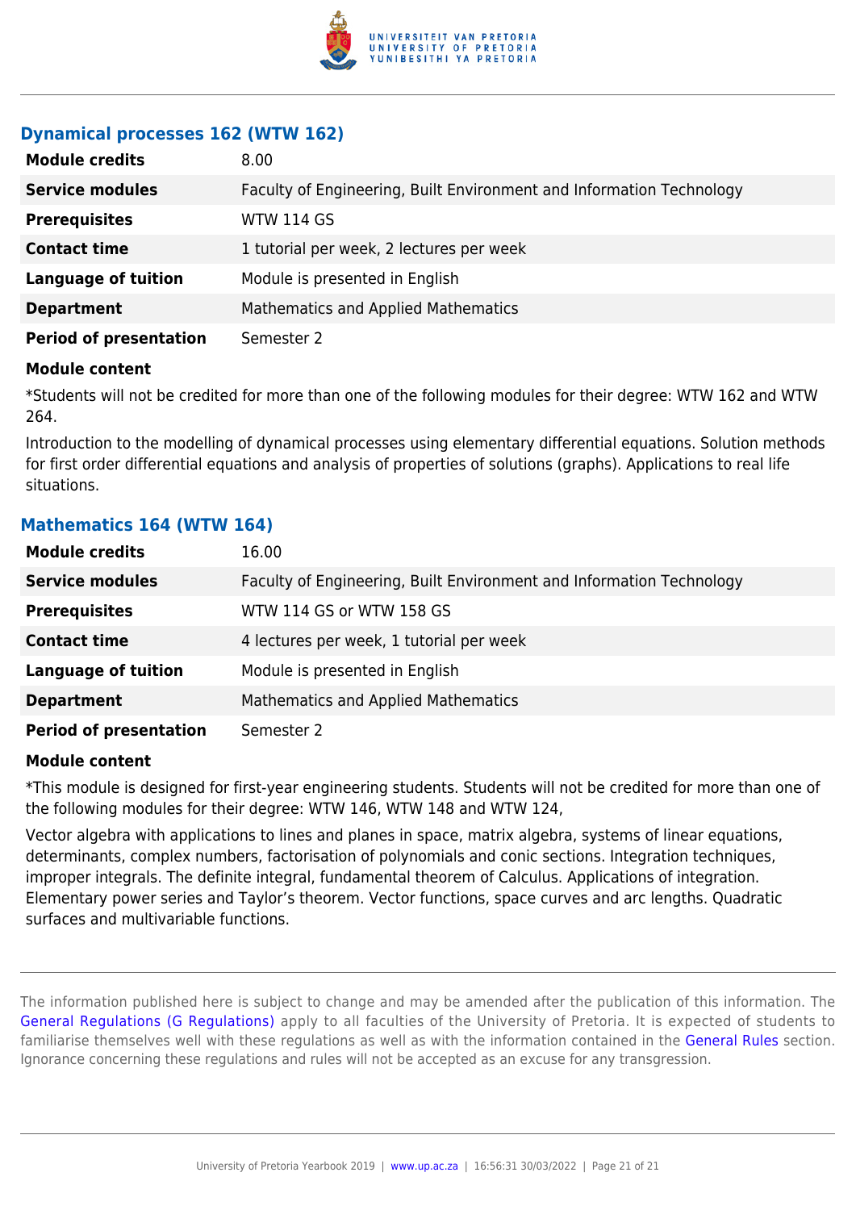### Dynamical processes 162 (WTW 162)

| | |
|---|---|
| **Module credits** | 8.00 |
| **Service modules** | Faculty of Engineering, Built Environment and Information Technology |
| **Prerequisites** | WTW 114 GS |
| **Contact time** | 1 tutorial per week, 2 lectures per week |
| **Language of tuition** | Module is presented in English |
| **Department** | Mathematics and Applied Mathematics |
| **Period of presentation** | Semester 2 |

**Module content**

*Students will not be credited for more than one of the following modules for their degree: WTW 162 and WTW 264.

Introduction to the modelling of dynamical processes using elementary differential equations. Solution methods for first order differential equations and analysis of properties of solutions (graphs). Applications to real life situations.

### Mathematics 164 (WTW 164)

| | |
|---|---|
| **Module credits** | 16.00 |
| **Service modules** | Faculty of Engineering, Built Environment and Information Technology |
| **Prerequisites** | WTW 114 GS or WTW 158 GS |
| **Contact time** | 4 lectures per week, 1 tutorial per week |
| **Language of tuition** | Module is presented in English |
| **Department** | Mathematics and Applied Mathematics |
| **Period of presentation** | Semester 2 |

**Module content**

*This module is designed for first-year engineering students. Students will not be credited for more than one of the following modules for their degree: WTW 146, WTW 148 and WTW 124,

Vector algebra with applications to lines and planes in space, matrix algebra, systems of linear equations, determinants, complex numbers, factorisation of polynomials and conic sections. Integration techniques, improper integrals. The definite integral, fundamental theorem of Calculus. Applications of integration. Elementary power series and Taylor's theorem. Vector functions, space curves and arc lengths. Quadratic surfaces and multivariable functions.

The information published here is subject to change and may be amended after the publication of this information. The General Regulations (G Regulations) apply to all faculties of the University of Pretoria. It is expected of students to familiarise themselves well with these regulations as well as with the information contained in the General Rules section. Ignorance concerning these regulations and rules will not be accepted as an excuse for any transgression.